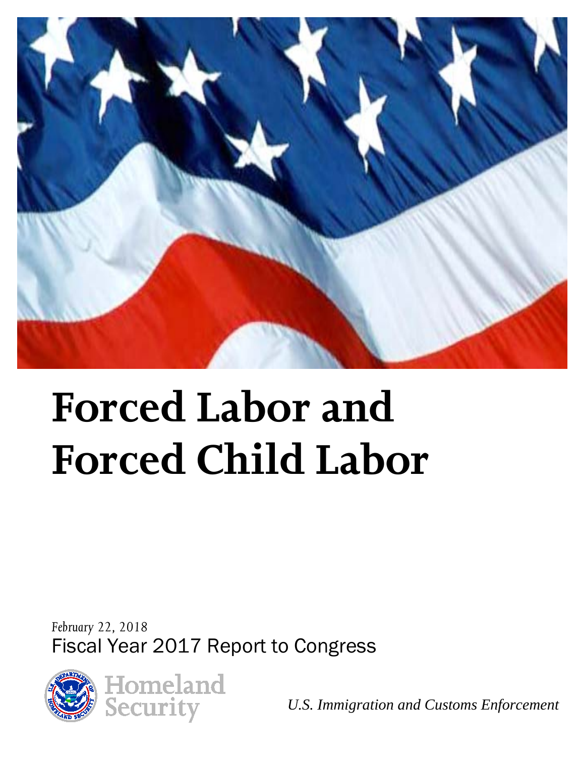# Forced Labor and Forced Child Labor

*February 22, 2018*

Fiscal Year 2017 Report to Congress

Homeland Security

*U.S. Immigration and Customs Enforcement*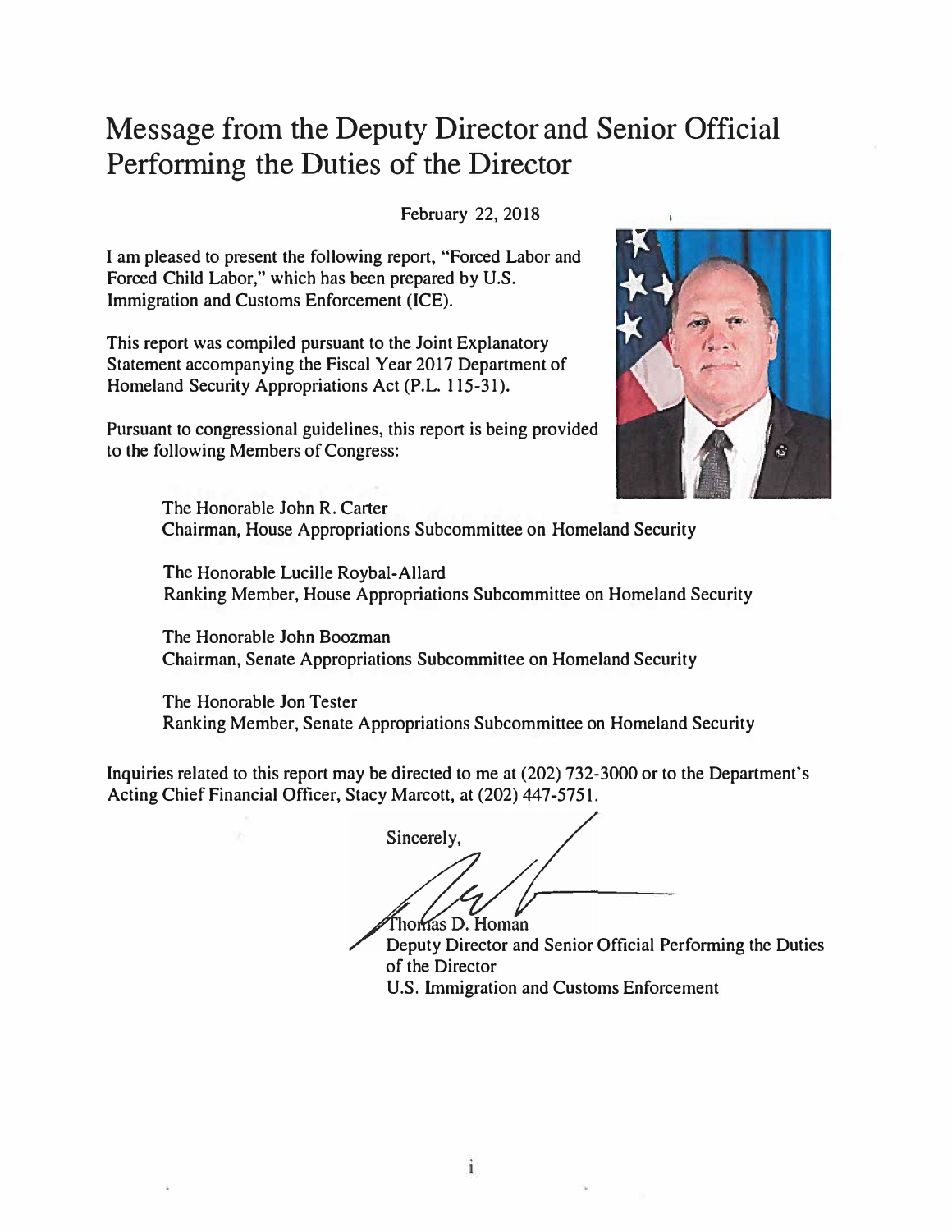# Message from the Deputy Director and Senior Official Performing the Duties of the Director

February 22, 2018

I am pleased to present the following report, "Forced Labor and Forced Child Labor," which has been prepared by U.S. Immigration and Customs Enforcement (ICE).

This report was compiled pursuant to the Joint Explanatory Statement accompanying the Fiscal Year 2017 Department of Homeland Security Appropriations Act (P.L. 115-31).

Pursuant to congressional guidelines, this report is being provided to the following Members of Congress:

The Honorable John R. Carter
Chairman, House Appropriations Subcommittee on Homeland Security

The Honorable Lucille Roybal-Allard
Ranking Member, House Appropriations Subcommittee on Homeland Security

The Honorable John Boozman
Chairman, Senate Appropriations Subcommittee on Homeland Security

The Honorable Jon Tester
Ranking Member, Senate Appropriations Subcommittee on Homeland Security

Inquiries related to this report may be directed to me at (202) 732-3000 or to the Department's Acting Chief Financial Officer, Stacy Marcott, at (202) 447-5751.

Sincerely,

Thomas D. Homan
Deputy Director and Senior Official Performing the Duties of the Director
U.S. Immigration and Customs Enforcement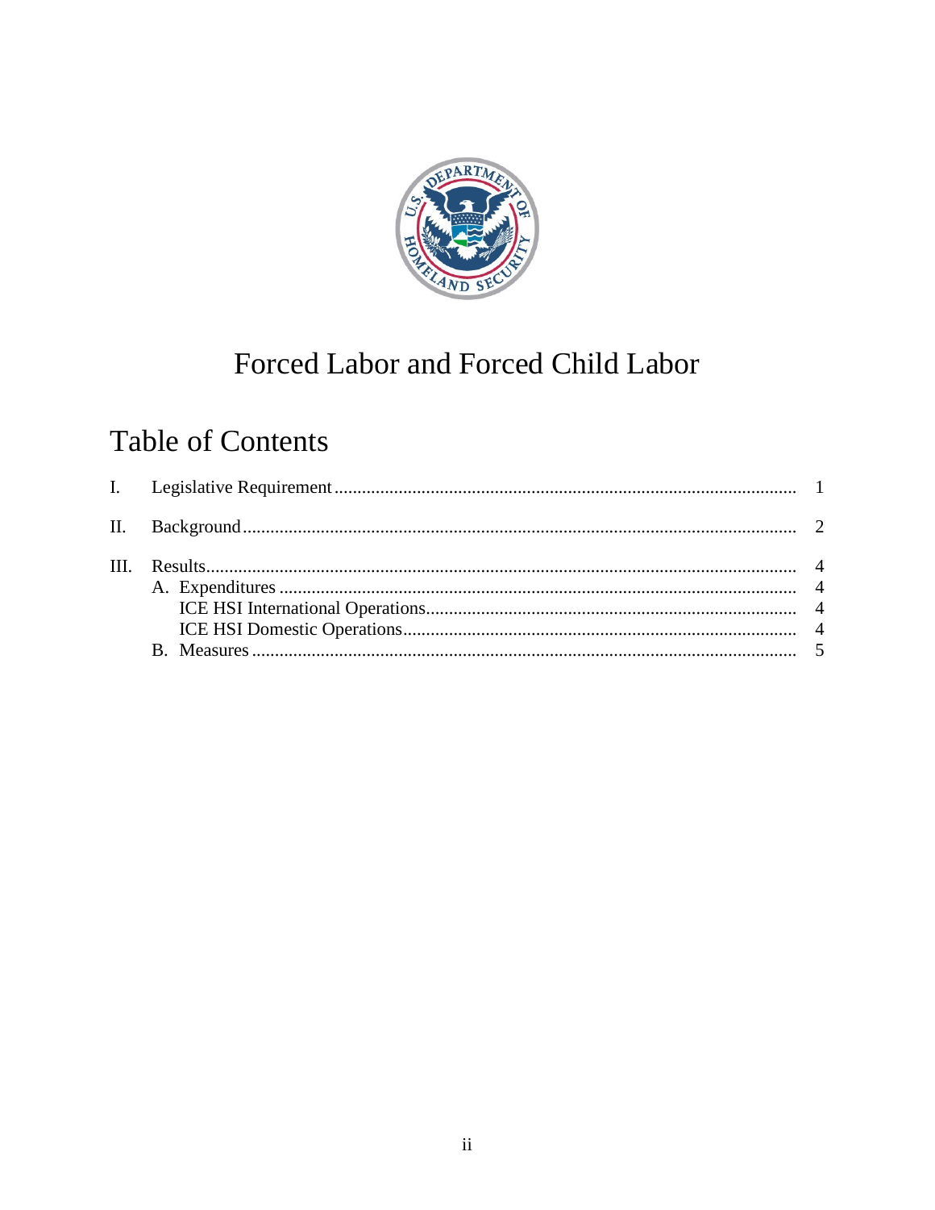# Forced Labor and Forced Child Labor

## Table of Contents

I. Legislative Requirement ........................................ 1

II. Background ........................................ 2

III. Results ........................................ 4

- A. Expenditures ........................................ 4
  - ICE HSI International Operations ........................................ 4
  - ICE HSI Domestic Operations ........................................ 4
- B. Measures ........................................ 5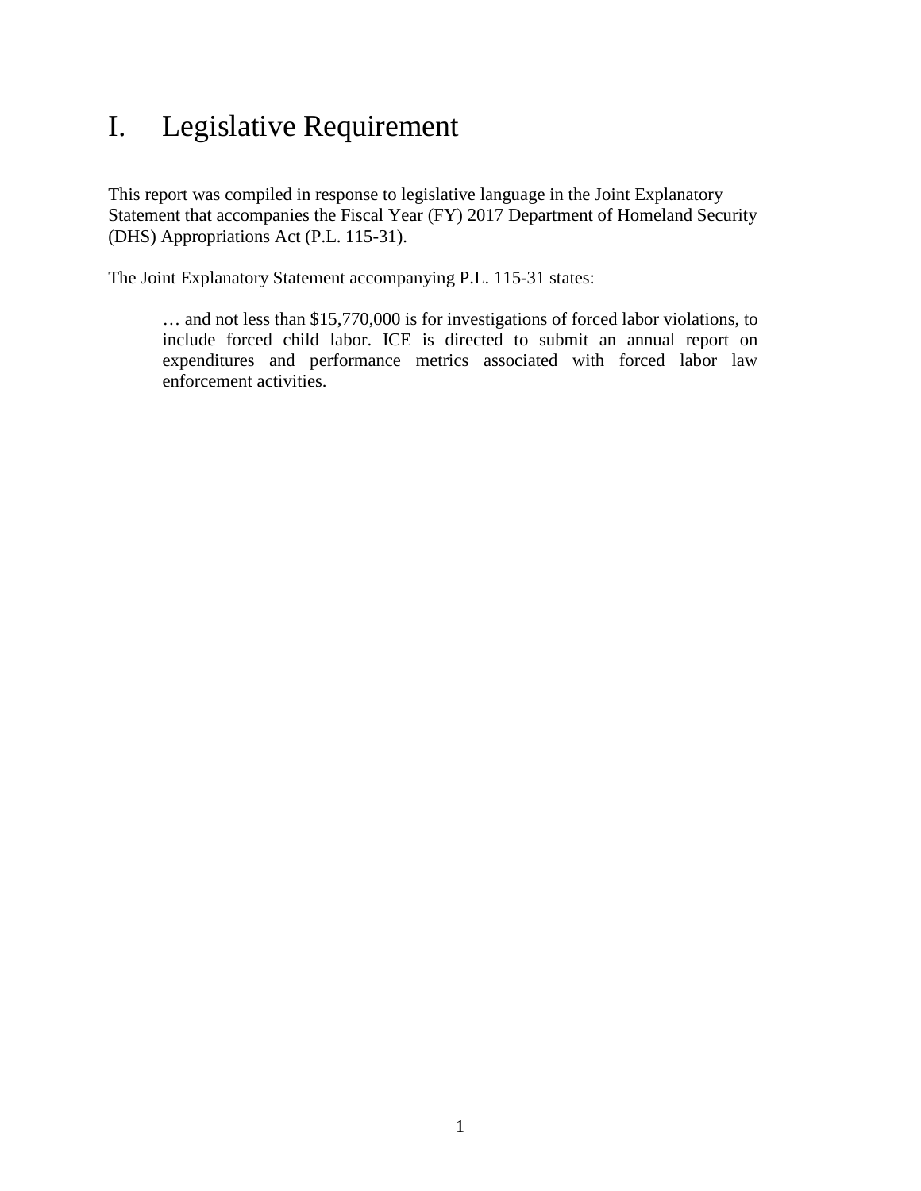# I. Legislative Requirement

This report was compiled in response to legislative language in the Joint Explanatory Statement that accompanies the Fiscal Year (FY) 2017 Department of Homeland Security (DHS) Appropriations Act (P.L. 115-31).

The Joint Explanatory Statement accompanying P.L. 115-31 states:

> … and not less than $15,770,000 is for investigations of forced labor violations, to include forced child labor. ICE is directed to submit an annual report on expenditures and performance metrics associated with forced labor law enforcement activities.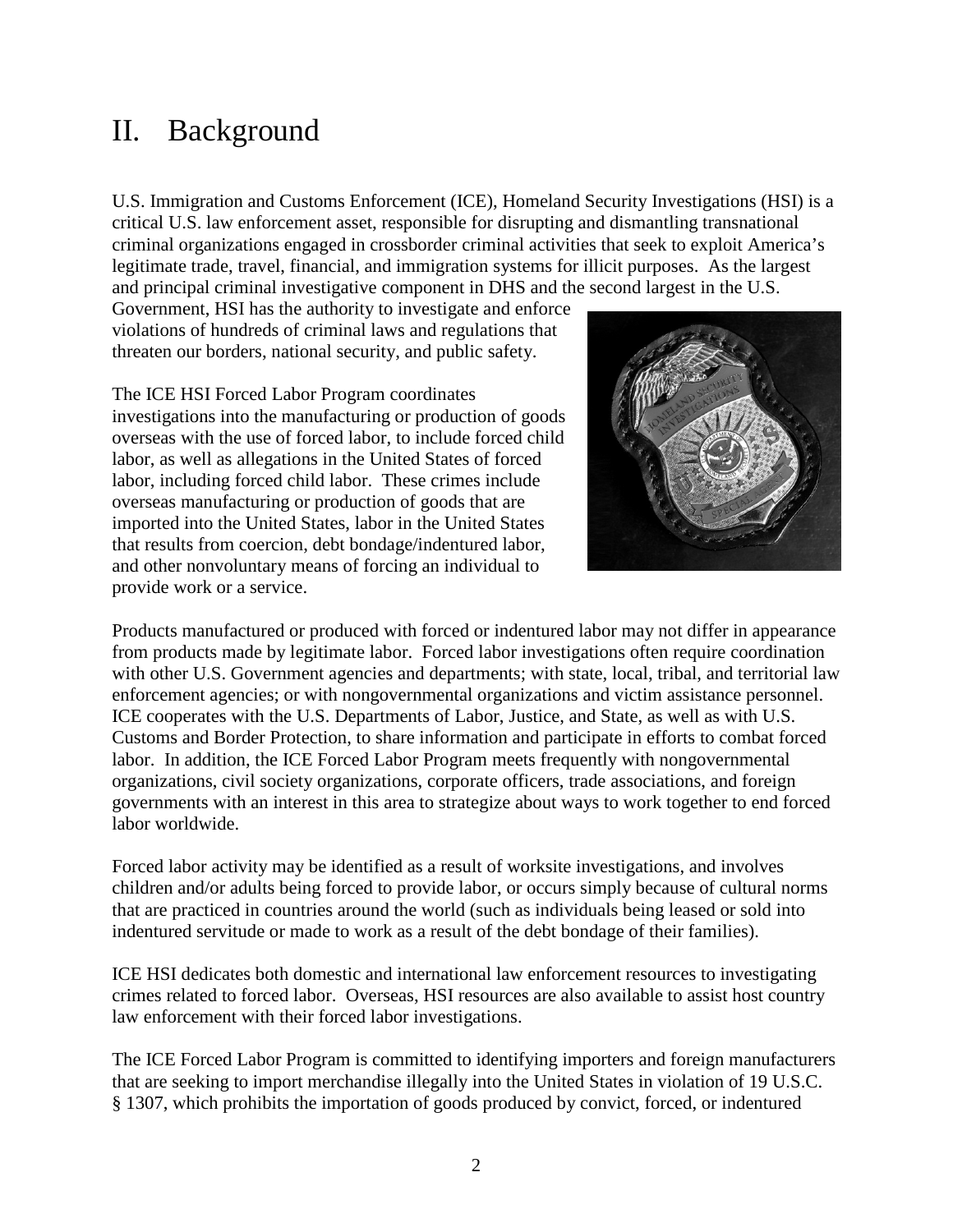# II. Background

U.S. Immigration and Customs Enforcement (ICE), Homeland Security Investigations (HSI) is a critical U.S. law enforcement asset, responsible for disrupting and dismantling transnational criminal organizations engaged in crossborder criminal activities that seek to exploit America's legitimate trade, travel, financial, and immigration systems for illicit purposes. As the largest and principal criminal investigative component in DHS and the second largest in the U.S. Government, HSI has the authority to investigate and enforce violations of hundreds of criminal laws and regulations that threaten our borders, national security, and public safety.

The ICE HSI Forced Labor Program coordinates investigations into the manufacturing or production of goods overseas with the use of forced labor, to include forced child labor, as well as allegations in the United States of forced labor, including forced child labor. These crimes include overseas manufacturing or production of goods that are imported into the United States, labor in the United States that results from coercion, debt bondage/indentured labor, and other nonvoluntary means of forcing an individual to provide work or a service.

Products manufactured or produced with forced or indentured labor may not differ in appearance from products made by legitimate labor. Forced labor investigations often require coordination with other U.S. Government agencies and departments; with state, local, tribal, and territorial law enforcement agencies; or with nongovernmental organizations and victim assistance personnel. ICE cooperates with the U.S. Departments of Labor, Justice, and State, as well as with U.S. Customs and Border Protection, to share information and participate in efforts to combat forced labor. In addition, the ICE Forced Labor Program meets frequently with nongovernmental organizations, civil society organizations, corporate officers, trade associations, and foreign governments with an interest in this area to strategize about ways to work together to end forced labor worldwide.

Forced labor activity may be identified as a result of worksite investigations, and involves children and/or adults being forced to provide labor, or occurs simply because of cultural norms that are practiced in countries around the world (such as individuals being leased or sold into indentured servitude or made to work as a result of the debt bondage of their families).

ICE HSI dedicates both domestic and international law enforcement resources to investigating crimes related to forced labor. Overseas, HSI resources are also available to assist host country law enforcement with their forced labor investigations.

The ICE Forced Labor Program is committed to identifying importers and foreign manufacturers that are seeking to import merchandise illegally into the United States in violation of 19 U.S.C. § 1307, which prohibits the importation of goods produced by convict, forced, or indentured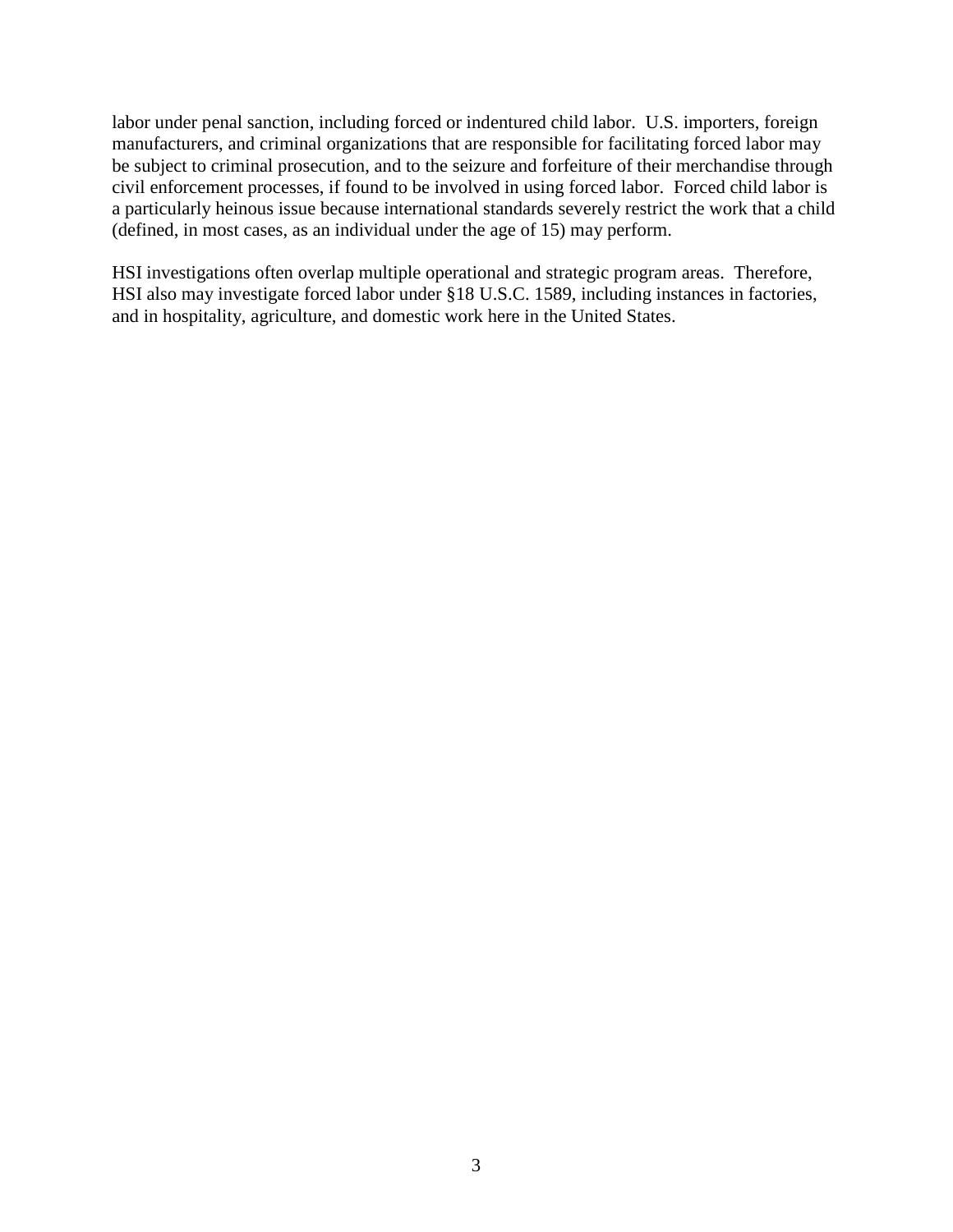labor under penal sanction, including forced or indentured child labor. U.S. importers, foreign manufacturers, and criminal organizations that are responsible for facilitating forced labor may be subject to criminal prosecution, and to the seizure and forfeiture of their merchandise through civil enforcement processes, if found to be involved in using forced labor. Forced child labor is a particularly heinous issue because international standards severely restrict the work that a child (defined, in most cases, as an individual under the age of 15) may perform.

HSI investigations often overlap multiple operational and strategic program areas. Therefore, HSI also may investigate forced labor under §18 U.S.C. 1589, including instances in factories, and in hospitality, agriculture, and domestic work here in the United States.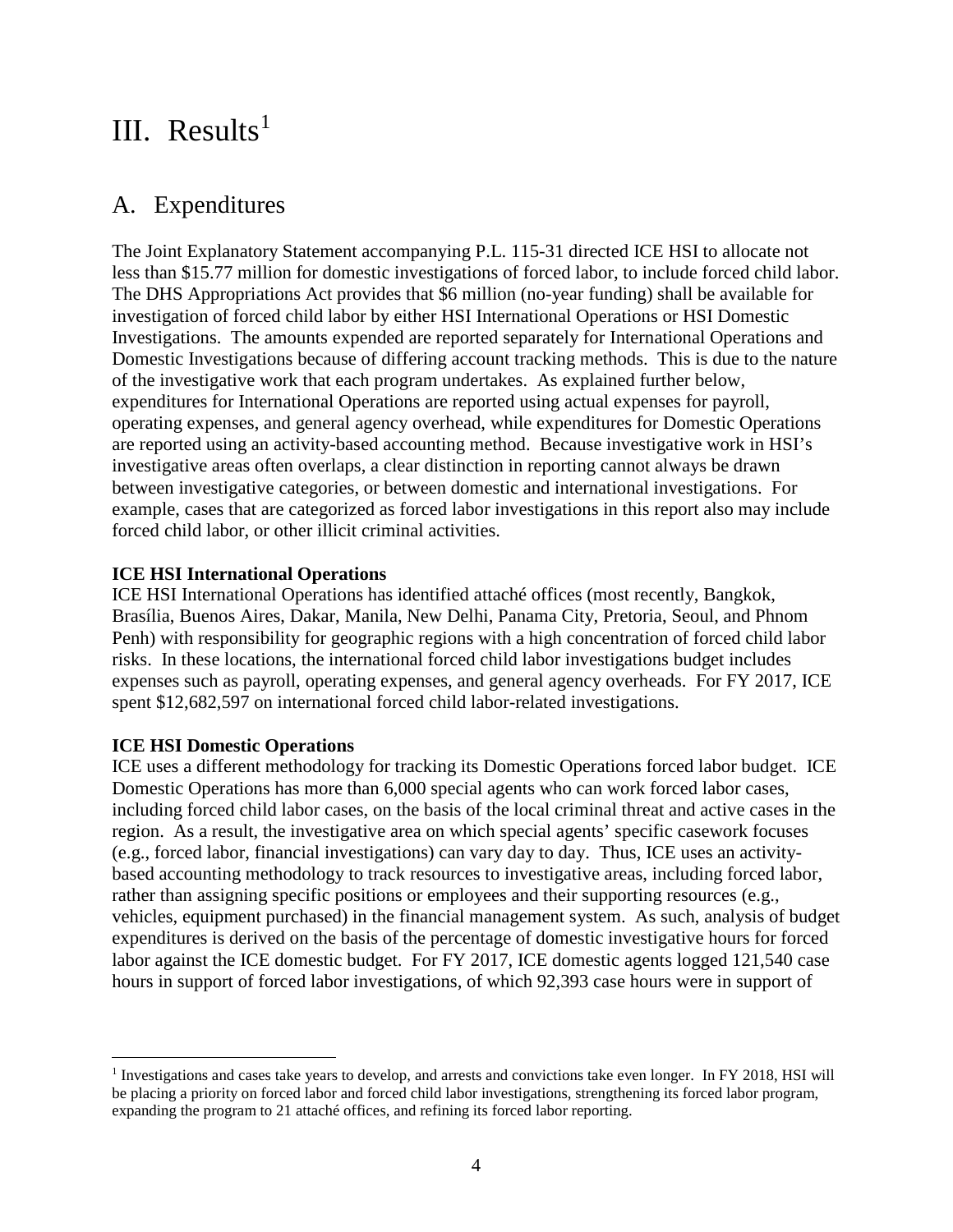# III. Results[1]

## A. Expenditures

The Joint Explanatory Statement accompanying P.L. 115-31 directed ICE HSI to allocate not less than $15.77 million for domestic investigations of forced labor, to include forced child labor. The DHS Appropriations Act provides that $6 million (no-year funding) shall be available for investigation of forced child labor by either HSI International Operations or HSI Domestic Investigations. The amounts expended are reported separately for International Operations and Domestic Investigations because of differing account tracking methods. This is due to the nature of the investigative work that each program undertakes. As explained further below, expenditures for International Operations are reported using actual expenses for payroll, operating expenses, and general agency overhead, while expenditures for Domestic Operations are reported using an activity-based accounting method. Because investigative work in HSI's investigative areas often overlaps, a clear distinction in reporting cannot always be drawn between investigative categories, or between domestic and international investigations. For example, cases that are categorized as forced labor investigations in this report also may include forced child labor, or other illicit criminal activities.

**ICE HSI International Operations**

ICE HSI International Operations has identified attaché offices (most recently, Bangkok, Brasília, Buenos Aires, Dakar, Manila, New Delhi, Panama City, Pretoria, Seoul, and Phnom Penh) with responsibility for geographic regions with a high concentration of forced child labor risks. In these locations, the international forced child labor investigations budget includes expenses such as payroll, operating expenses, and general agency overheads. For FY 2017, ICE spent $12,682,597 on international forced child labor-related investigations.

**ICE HSI Domestic Operations**

ICE uses a different methodology for tracking its Domestic Operations forced labor budget. ICE Domestic Operations has more than 6,000 special agents who can work forced labor cases, including forced child labor cases, on the basis of the local criminal threat and active cases in the region. As a result, the investigative area on which special agents' specific casework focuses (e.g., forced labor, financial investigations) can vary day to day. Thus, ICE uses an activity-based accounting methodology to track resources to investigative areas, including forced labor, rather than assigning specific positions or employees and their supporting resources (e.g., vehicles, equipment purchased) in the financial management system. As such, analysis of budget expenditures is derived on the basis of the percentage of domestic investigative hours for forced labor against the ICE domestic budget. For FY 2017, ICE domestic agents logged 121,540 case hours in support of forced labor investigations, of which 92,393 case hours were in support of

---

[1] Investigations and cases take years to develop, and arrests and convictions take even longer. In FY 2018, HSI will be placing a priority on forced labor and forced child labor investigations, strengthening its forced labor program, expanding the program to 21 attaché offices, and refining its forced labor reporting.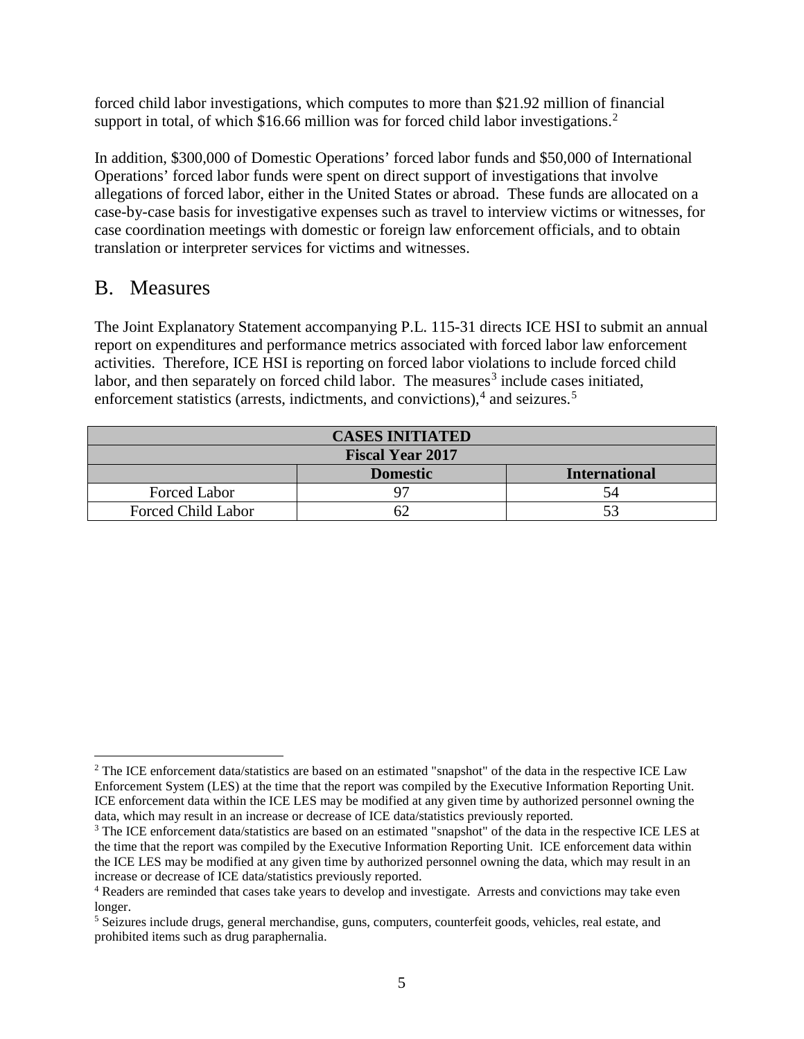forced child labor investigations, which computes to more than $21.92 million of financial support in total, of which $16.66 million was for forced child labor investigations.[2]

In addition, $300,000 of Domestic Operations' forced labor funds and $50,000 of International Operations' forced labor funds were spent on direct support of investigations that involve allegations of forced labor, either in the United States or abroad. These funds are allocated on a case-by-case basis for investigative expenses such as travel to interview victims or witnesses, for case coordination meetings with domestic or foreign law enforcement officials, and to obtain translation or interpreter services for victims and witnesses.

## B. Measures

The Joint Explanatory Statement accompanying P.L. 115-31 directs ICE HSI to submit an annual report on expenditures and performance metrics associated with forced labor law enforcement activities. Therefore, ICE HSI is reporting on forced labor violations to include forced child labor, and then separately on forced child labor. The measures[3] include cases initiated, enforcement statistics (arrests, indictments, and convictions),[4] and seizures.[5]

| **CASES INITIATED** | | |
|---|---|---|
| **Fiscal Year 2017** | | |
| | **Domestic** | **International** |
| Forced Labor | 97 | 54 |
| Forced Child Labor | 62 | 53 |

---

[2] The ICE enforcement data/statistics are based on an estimated "snapshot" of the data in the respective ICE Law Enforcement System (LES) at the time that the report was compiled by the Executive Information Reporting Unit. ICE enforcement data within the ICE LES may be modified at any given time by authorized personnel owning the data, which may result in an increase or decrease of ICE data/statistics previously reported.

[3] The ICE enforcement data/statistics are based on an estimated "snapshot" of the data in the respective ICE LES at the time that the report was compiled by the Executive Information Reporting Unit. ICE enforcement data within the ICE LES may be modified at any given time by authorized personnel owning the data, which may result in an increase or decrease of ICE data/statistics previously reported.

[4] Readers are reminded that cases take years to develop and investigate. Arrests and convictions may take even longer.

[5] Seizures include drugs, general merchandise, guns, computers, counterfeit goods, vehicles, real estate, and prohibited items such as drug paraphernalia.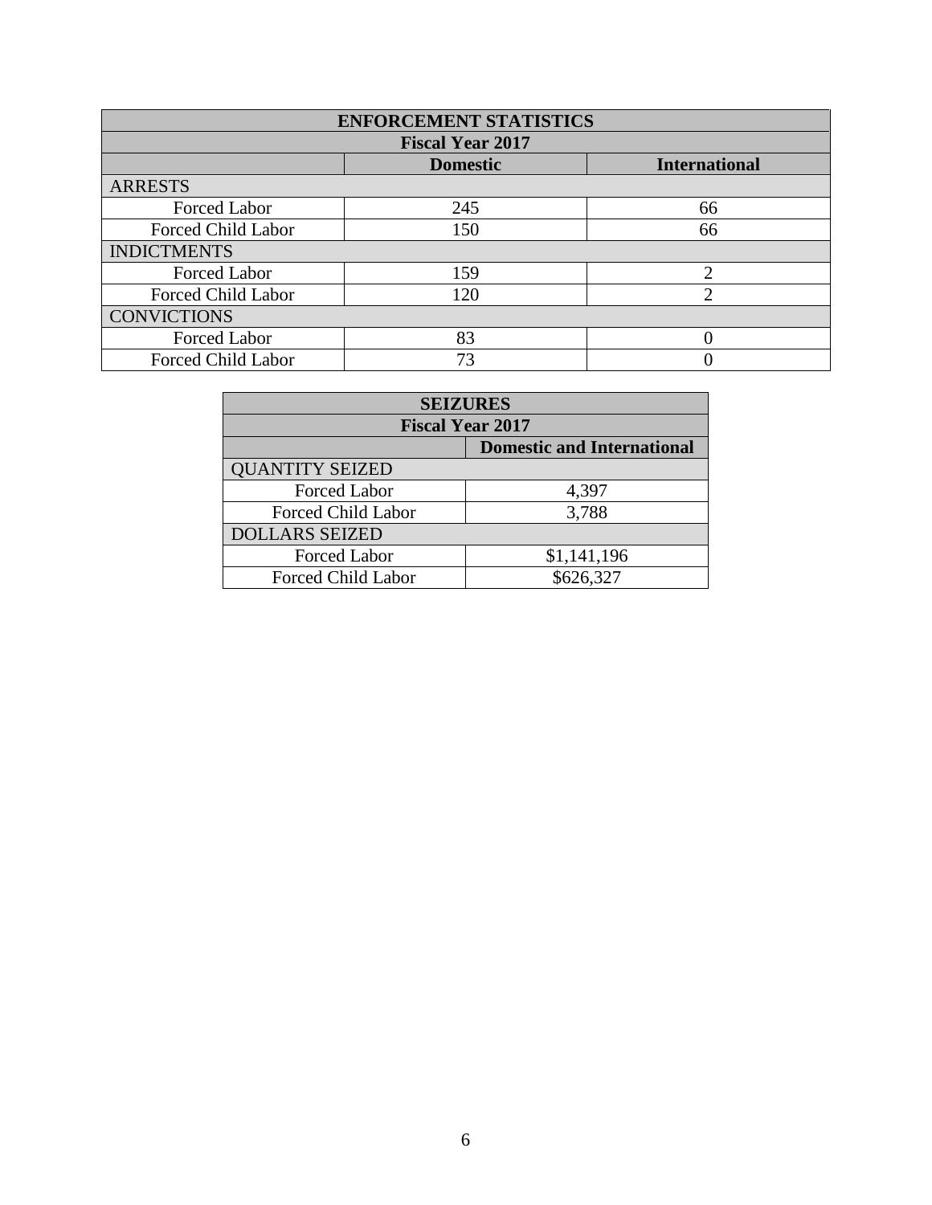| ENFORCEMENT STATISTICS | | |
|---|---|---|
| **Fiscal Year 2017** | | |
| | **Domestic** | **International** |
| ARRESTS | | |
| Forced Labor | 245 | 66 |
| Forced Child Labor | 150 | 66 |
| INDICTMENTS | | |
| Forced Labor | 159 | 2 |
| Forced Child Labor | 120 | 2 |
| CONVICTIONS | | |
| Forced Labor | 83 | 0 |
| Forced Child Labor | 73 | 0 |

| SEIZURES | |
|---|---|
| **Fiscal Year 2017** | |
| | **Domestic and International** |
| QUANTITY SEIZED | |
| Forced Labor | 4,397 |
| Forced Child Labor | 3,788 |
| DOLLARS SEIZED | |
| Forced Labor | $1,141,196 |
| Forced Child Labor | $626,327 |